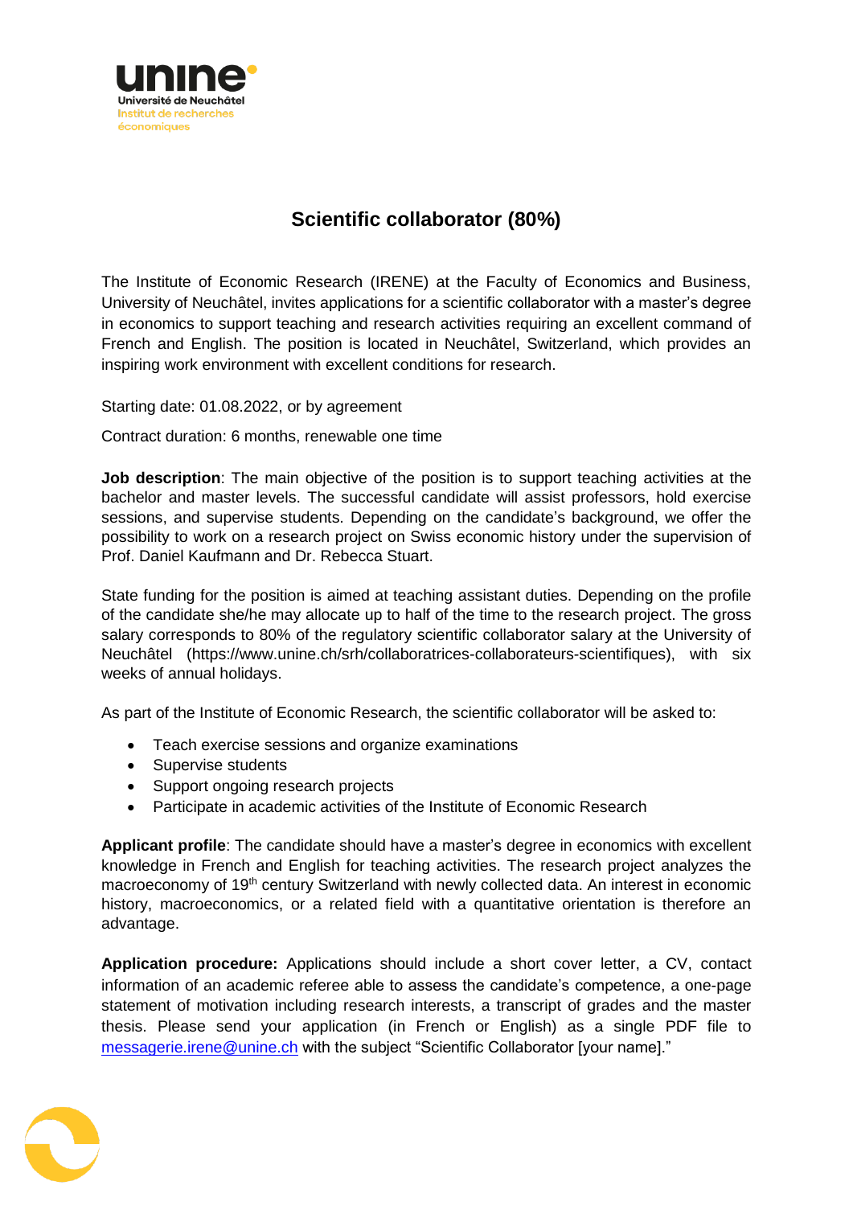unine
Université de Neuchâtel
Institut de recherches économiques

# Scientific collaborator (80%)

The Institute of Economic Research (IRENE) at the Faculty of Economics and Business, University of Neuchâtel, invites applications for a scientific collaborator with a master's degree in economics to support teaching and research activities requiring an excellent command of French and English. The position is located in Neuchâtel, Switzerland, which provides an inspiring work environment with excellent conditions for research.

Starting date: 01.08.2022, or by agreement

Contract duration: 6 months, renewable one time

**Job description**: The main objective of the position is to support teaching activities at the bachelor and master levels. The successful candidate will assist professors, hold exercise sessions, and supervise students. Depending on the candidate's background, we offer the possibility to work on a research project on Swiss economic history under the supervision of Prof. Daniel Kaufmann and Dr. Rebecca Stuart.

State funding for the position is aimed at teaching assistant duties. Depending on the profile of the candidate she/he may allocate up to half of the time to the research project. The gross salary corresponds to 80% of the regulatory scientific collaborator salary at the University of Neuchâtel (https://www.unine.ch/srh/collaboratrices-collaborateurs-scientifiques), with six weeks of annual holidays.

As part of the Institute of Economic Research, the scientific collaborator will be asked to:

- Teach exercise sessions and organize examinations
- Supervise students
- Support ongoing research projects
- Participate in academic activities of the Institute of Economic Research

**Applicant profile**: The candidate should have a master's degree in economics with excellent knowledge in French and English for teaching activities. The research project analyzes the macroeconomy of 19th century Switzerland with newly collected data. An interest in economic history, macroeconomics, or a related field with a quantitative orientation is therefore an advantage.

**Application procedure:** Applications should include a short cover letter, a CV, contact information of an academic referee able to assess the candidate's competence, a one-page statement of motivation including research interests, a transcript of grades and the master thesis. Please send your application (in French or English) as a single PDF file to messagerie.irene@unine.ch with the subject "Scientific Collaborator [your name]."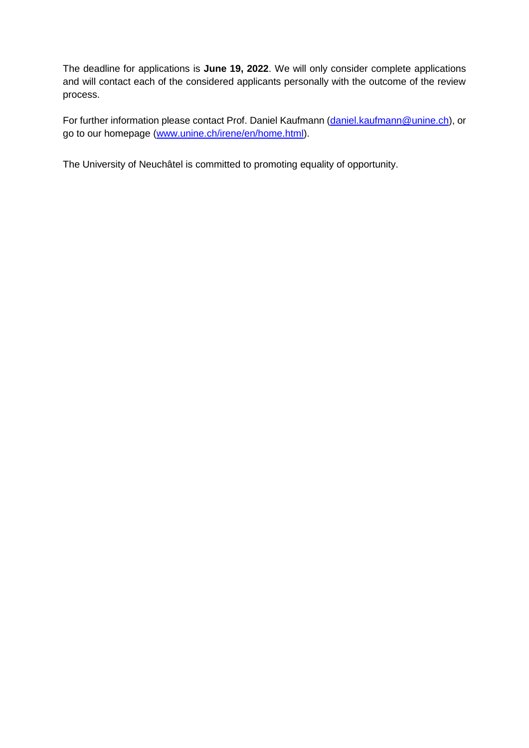The deadline for applications is **June 19, 2022**. We will only consider complete applications and will contact each of the considered applicants personally with the outcome of the review process.

For further information please contact Prof. Daniel Kaufmann (daniel.kaufmann@unine.ch), or go to our homepage (www.unine.ch/irene/en/home.html).

The University of Neuchâtel is committed to promoting equality of opportunity.